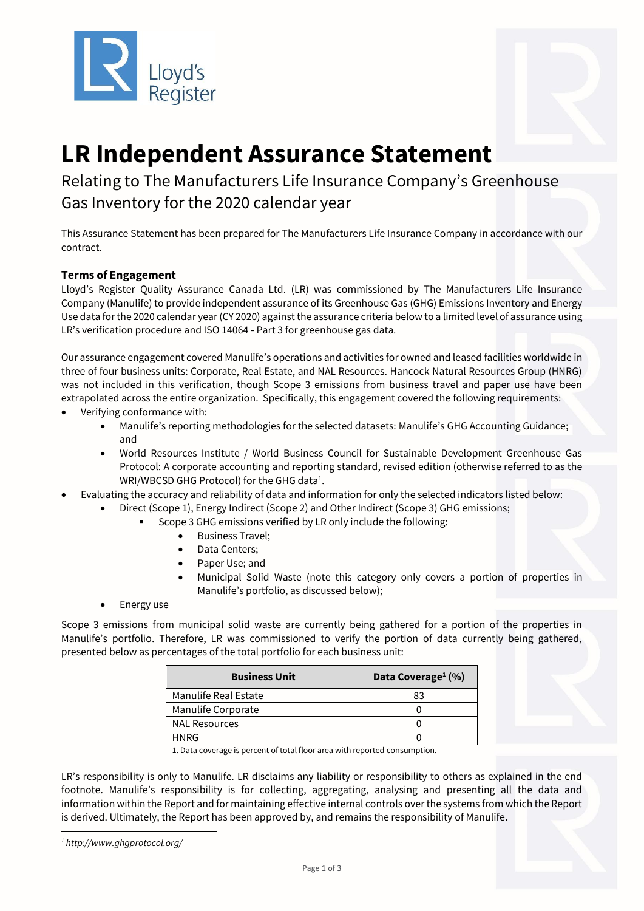Lloyd's Register

# LR Independent Assurance Statement

Relating to The Manufacturers Life Insurance Company's Greenhouse Gas Inventory for the 2020 calendar year

This Assurance Statement has been prepared for The Manufacturers Life Insurance Company in accordance with our contract.

### Terms of Engagement

Lloyd's Register Quality Assurance Canada Ltd. (LR) was commissioned by The Manufacturers Life Insurance Company (Manulife) to provide independent assurance of its Greenhouse Gas (GHG) Emissions Inventory and Energy Use data for the 2020 calendar year (CY 2020) against the assurance criteria below to a limited level of assurance using LR's verification procedure and ISO 14064 - Part 3 for greenhouse gas data.

Our assurance engagement covered Manulife's operations and activities for owned and leased facilities worldwide in three of four business units: Corporate, Real Estate, and NAL Resources. Hancock Natural Resources Group (HNRG) was not included in this verification, though Scope 3 emissions from business travel and paper use have been extrapolated across the entire organization. Specifically, this engagement covered the following requirements:

- Verifying conformance with:
  - Manulife's reporting methodologies for the selected datasets: Manulife's GHG Accounting Guidance; and
  - World Resources Institute / World Business Council for Sustainable Development Greenhouse Gas Protocol: A corporate accounting and reporting standard, revised edition (otherwise referred to as the WRI/WBCSD GHG Protocol) for the GHG data[1].
- Evaluating the accuracy and reliability of data and information for only the selected indicators listed below:
  - Direct (Scope 1), Energy Indirect (Scope 2) and Other Indirect (Scope 3) GHG emissions;
    - Scope 3 GHG emissions verified by LR only include the following:
      - Business Travel;
      - Data Centers;
      - Paper Use; and
      - Municipal Solid Waste (note this category only covers a portion of properties in Manulife's portfolio, as discussed below);
  - Energy use

Scope 3 emissions from municipal solid waste are currently being gathered for a portion of the properties in Manulife's portfolio. Therefore, LR was commissioned to verify the portion of data currently being gathered, presented below as percentages of the total portfolio for each business unit:

| Business Unit | Data Coverage[1] (%) |
|---|---|
| Manulife Real Estate | 83 |
| Manulife Corporate | 0 |
| NAL Resources | 0 |
| HNRG | 0 |

1. Data coverage is percent of total floor area with reported consumption.

LR's responsibility is only to Manulife. LR disclaims any liability or responsibility to others as explained in the end footnote. Manulife's responsibility is for collecting, aggregating, analysing and presenting all the data and information within the Report and for maintaining effective internal controls over the systems from which the Report is derived. Ultimately, the Report has been approved by, and remains the responsibility of Manulife.

---

[1] *http://www.ghgprotocol.org/*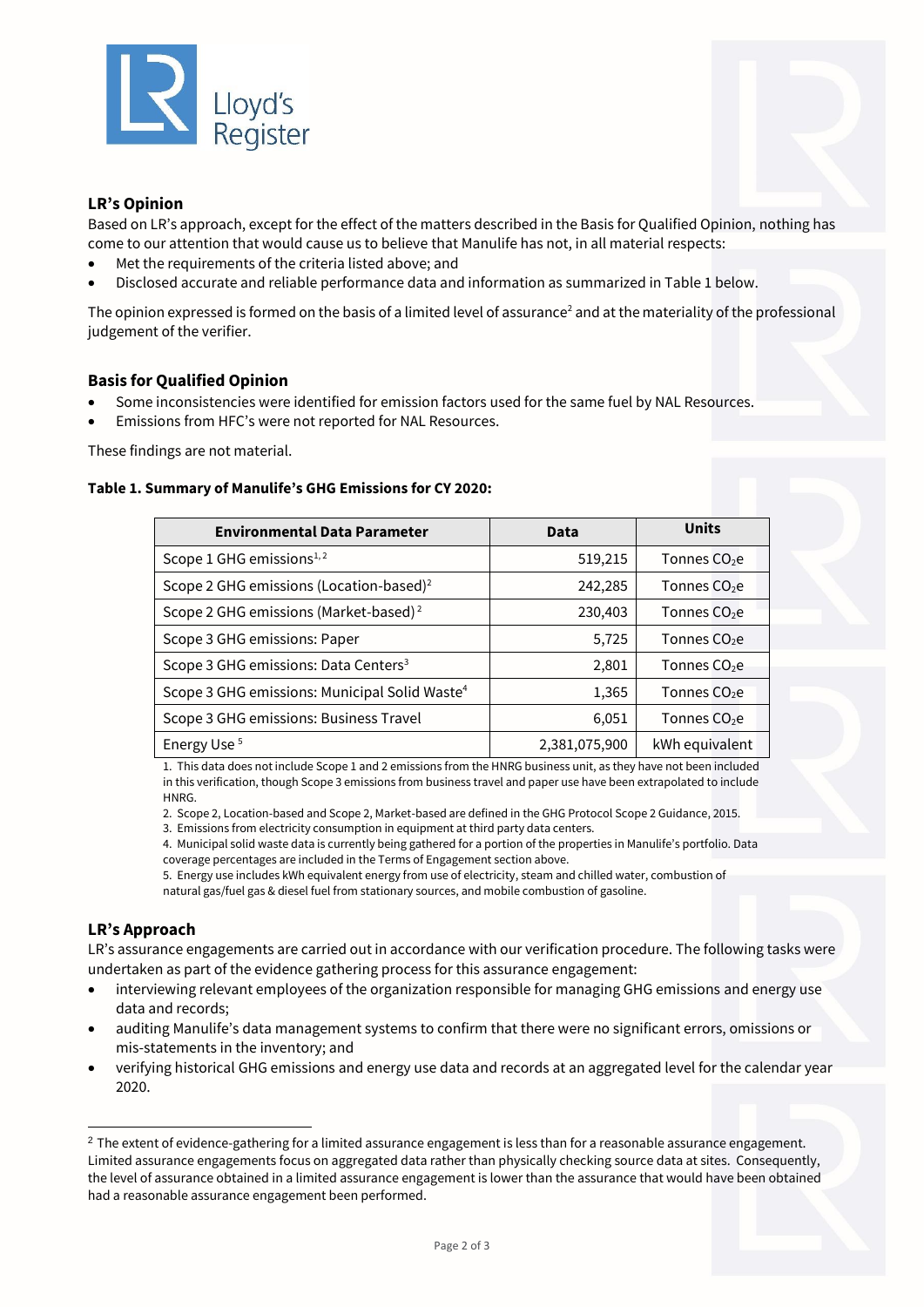## LR's Opinion

Based on LR's approach, except for the effect of the matters described in the Basis for Qualified Opinion, nothing has come to our attention that would cause us to believe that Manulife has not, in all material respects:

- Met the requirements of the criteria listed above; and
- Disclosed accurate and reliable performance data and information as summarized in Table 1 below.

The opinion expressed is formed on the basis of a limited level of assurance[2] and at the materiality of the professional judgement of the verifier.

## Basis for Qualified Opinion

- Some inconsistencies were identified for emission factors used for the same fuel by NAL Resources.
- Emissions from HFC's were not reported for NAL Resources.

These findings are not material.

**Table 1. Summary of Manulife's GHG Emissions for CY 2020:**

| Environmental Data Parameter | Data | Units |
|---|---|---|
| Scope 1 GHG emissions[1, 2] | 519,215 | Tonnes $CO_2e$ |
| Scope 2 GHG emissions (Location-based)[2] | 242,285 | Tonnes $CO_2e$ |
| Scope 2 GHG emissions (Market-based)[2] | 230,403 | Tonnes $CO_2e$ |
| Scope 3 GHG emissions: Paper | 5,725 | Tonnes $CO_2e$ |
| Scope 3 GHG emissions: Data Centers[3] | 2,801 | Tonnes $CO_2e$ |
| Scope 3 GHG emissions: Municipal Solid Waste[4] | 1,365 | Tonnes $CO_2e$ |
| Scope 3 GHG emissions: Business Travel | 6,051 | Tonnes $CO_2e$ |
| Energy Use[5] | 2,381,075,900 | kWh equivalent |

1. This data does not include Scope 1 and 2 emissions from the HNRG business unit, as they have not been included in this verification, though Scope 3 emissions from business travel and paper use have been extrapolated to include HNRG.
2. Scope 2, Location-based and Scope 2, Market-based are defined in the GHG Protocol Scope 2 Guidance, 2015.
3. Emissions from electricity consumption in equipment at third party data centers.
4. Municipal solid waste data is currently being gathered for a portion of the properties in Manulife's portfolio. Data coverage percentages are included in the Terms of Engagement section above.
5. Energy use includes kWh equivalent energy from use of electricity, steam and chilled water, combustion of natural gas/fuel gas & diesel fuel from stationary sources, and mobile combustion of gasoline.

## LR's Approach

LR's assurance engagements are carried out in accordance with our verification procedure. The following tasks were undertaken as part of the evidence gathering process for this assurance engagement:

- interviewing relevant employees of the organization responsible for managing GHG emissions and energy use data and records;
- auditing Manulife's data management systems to confirm that there were no significant errors, omissions or mis-statements in the inventory; and
- verifying historical GHG emissions and energy use data and records at an aggregated level for the calendar year 2020.

[2] The extent of evidence-gathering for a limited assurance engagement is less than for a reasonable assurance engagement. Limited assurance engagements focus on aggregated data rather than physically checking source data at sites. Consequently, the level of assurance obtained in a limited assurance engagement is lower than the assurance that would have been obtained had a reasonable assurance engagement been performed.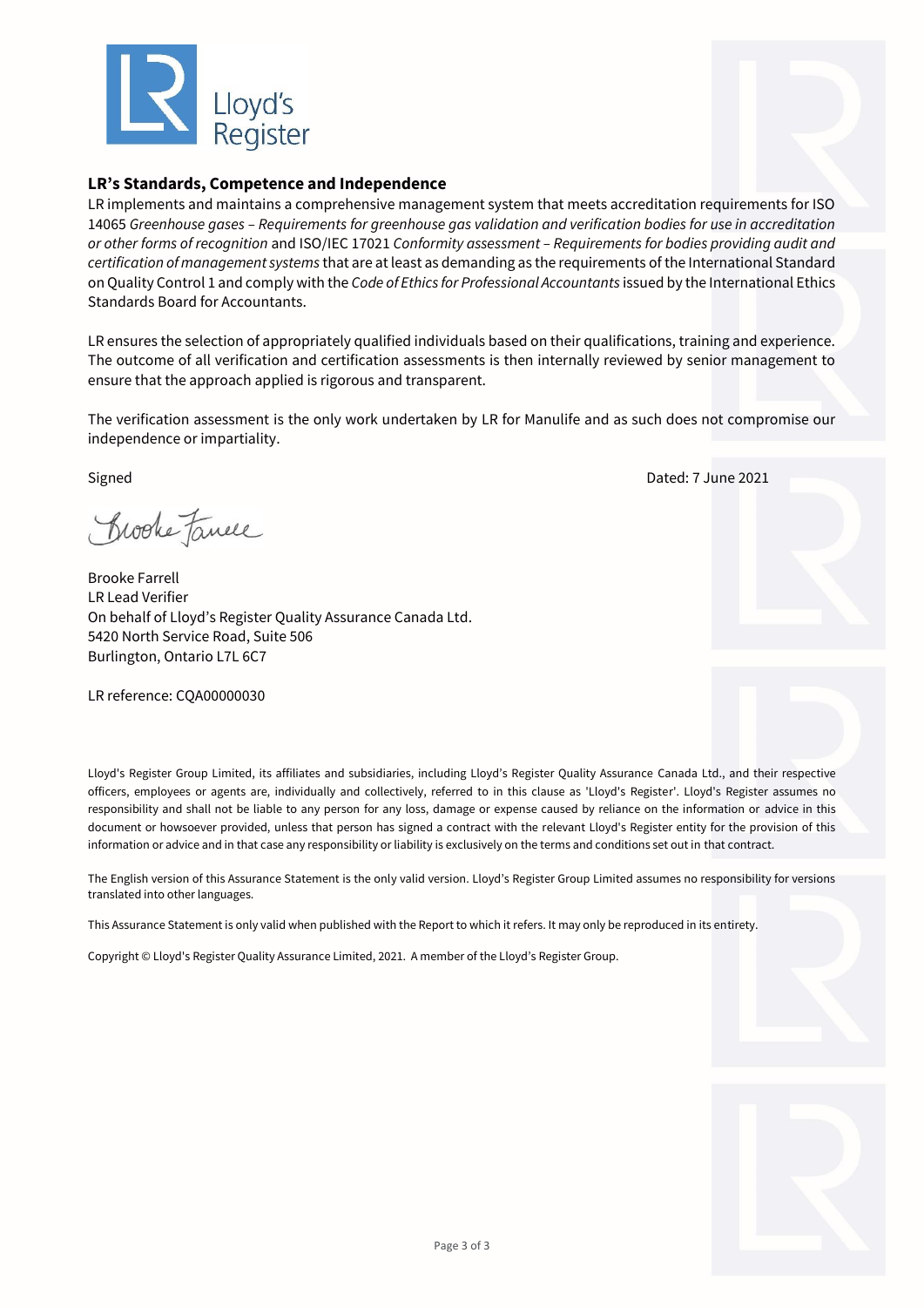## LR's Standards, Competence and Independence

LR implements and maintains a comprehensive management system that meets accreditation requirements for ISO 14065 *Greenhouse gases – Requirements for greenhouse gas validation and verification bodies for use in accreditation or other forms of recognition* and ISO/IEC 17021 *Conformity assessment – Requirements for bodies providing audit and certification of management systems* that are at least as demanding as the requirements of the International Standard on Quality Control 1 and comply with the *Code of Ethics for Professional Accountants* issued by the International Ethics Standards Board for Accountants.

LR ensures the selection of appropriately qualified individuals based on their qualifications, training and experience. The outcome of all verification and certification assessments is then internally reviewed by senior management to ensure that the approach applied is rigorous and transparent.

The verification assessment is the only work undertaken by LR for Manulife and as such does not compromise our independence or impartiality.

Signed

Dated: 7 June 2021

Brooke Farrell
LR Lead Verifier
On behalf of Lloyd's Register Quality Assurance Canada Ltd.
5420 North Service Road, Suite 506
Burlington, Ontario L7L 6C7

LR reference: CQA00000030

Lloyd's Register Group Limited, its affiliates and subsidiaries, including Lloyd's Register Quality Assurance Canada Ltd., and their respective officers, employees or agents are, individually and collectively, referred to in this clause as 'Lloyd's Register'. Lloyd's Register assumes no responsibility and shall not be liable to any person for any loss, damage or expense caused by reliance on the information or advice in this document or howsoever provided, unless that person has signed a contract with the relevant Lloyd's Register entity for the provision of this information or advice and in that case any responsibility or liability is exclusively on the terms and conditions set out in that contract.

The English version of this Assurance Statement is the only valid version. Lloyd's Register Group Limited assumes no responsibility for versions translated into other languages.

This Assurance Statement is only valid when published with the Report to which it refers. It may only be reproduced in its entirety.

Copyright © Lloyd's Register Quality Assurance Limited, 2021. A member of the Lloyd's Register Group.